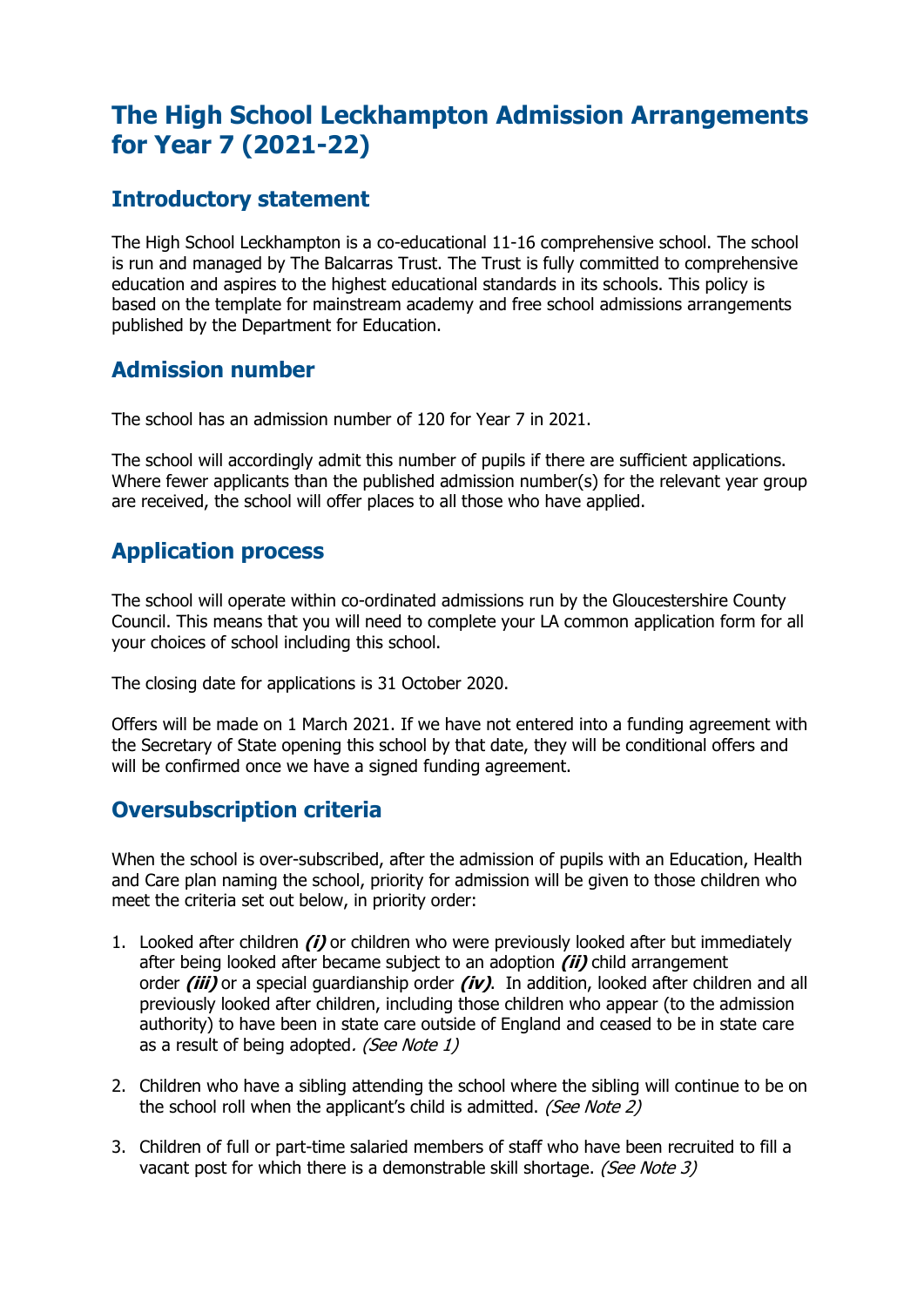# The High School Leckhampton Admission Arrangements for Year 7 (2021-22)

## Introductory statement

The High School Leckhampton is a co-educational 11-16 comprehensive school. The school is run and managed by The Balcarras Trust. The Trust is fully committed to comprehensive education and aspires to the highest educational standards in its schools. This policy is based on the template for mainstream academy and free school admissions arrangements published by the Department for Education.

## Admission number

The school has an admission number of 120 for Year 7 in 2021.

The school will accordingly admit this number of pupils if there are sufficient applications. Where fewer applicants than the published admission number(s) for the relevant year group are received, the school will offer places to all those who have applied.

## Application process

The school will operate within co-ordinated admissions run by the Gloucestershire County Council. This means that you will need to complete your LA common application form for all your choices of school including this school.

The closing date for applications is 31 October 2020.

Offers will be made on 1 March 2021. If we have not entered into a funding agreement with the Secretary of State opening this school by that date, they will be conditional offers and will be confirmed once we have a signed funding agreement.

## Oversubscription criteria

When the school is over-subscribed, after the admission of pupils with an Education, Health and Care plan naming the school, priority for admission will be given to those children who meet the criteria set out below, in priority order:

1. Looked after children ***(i)*** or children who were previously looked after but immediately after being looked after became subject to an adoption ***(ii)*** child arrangement order ***(iii)*** or a special guardianship order ***(iv)***. In addition, looked after children and all previously looked after children, including those children who appear (to the admission authority) to have been in state care outside of England and ceased to be in state care as a result of being adopted. *(See Note 1)*

2. Children who have a sibling attending the school where the sibling will continue to be on the school roll when the applicant's child is admitted. *(See Note 2)*

3. Children of full or part-time salaried members of staff who have been recruited to fill a vacant post for which there is a demonstrable skill shortage. *(See Note 3)*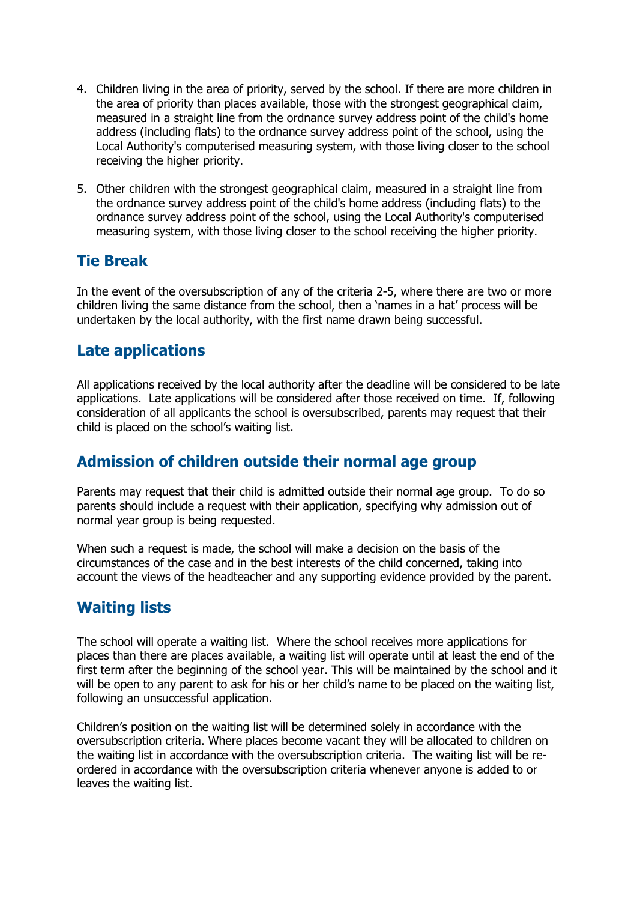4. Children living in the area of priority, served by the school. If there are more children in the area of priority than places available, those with the strongest geographical claim, measured in a straight line from the ordnance survey address point of the child's home address (including flats) to the ordnance survey address point of the school, using the Local Authority's computerised measuring system, with those living closer to the school receiving the higher priority.

5. Other children with the strongest geographical claim, measured in a straight line from the ordnance survey address point of the child's home address (including flats) to the ordnance survey address point of the school, using the Local Authority's computerised measuring system, with those living closer to the school receiving the higher priority.

## Tie Break

In the event of the oversubscription of any of the criteria 2-5, where there are two or more children living the same distance from the school, then a 'names in a hat' process will be undertaken by the local authority, with the first name drawn being successful.

## Late applications

All applications received by the local authority after the deadline will be considered to be late applications. Late applications will be considered after those received on time. If, following consideration of all applicants the school is oversubscribed, parents may request that their child is placed on the school's waiting list.

## Admission of children outside their normal age group

Parents may request that their child is admitted outside their normal age group. To do so parents should include a request with their application, specifying why admission out of normal year group is being requested.

When such a request is made, the school will make a decision on the basis of the circumstances of the case and in the best interests of the child concerned, taking into account the views of the headteacher and any supporting evidence provided by the parent.

## Waiting lists

The school will operate a waiting list. Where the school receives more applications for places than there are places available, a waiting list will operate until at least the end of the first term after the beginning of the school year. This will be maintained by the school and it will be open to any parent to ask for his or her child's name to be placed on the waiting list, following an unsuccessful application.

Children's position on the waiting list will be determined solely in accordance with the oversubscription criteria. Where places become vacant they will be allocated to children on the waiting list in accordance with the oversubscription criteria. The waiting list will be re-ordered in accordance with the oversubscription criteria whenever anyone is added to or leaves the waiting list.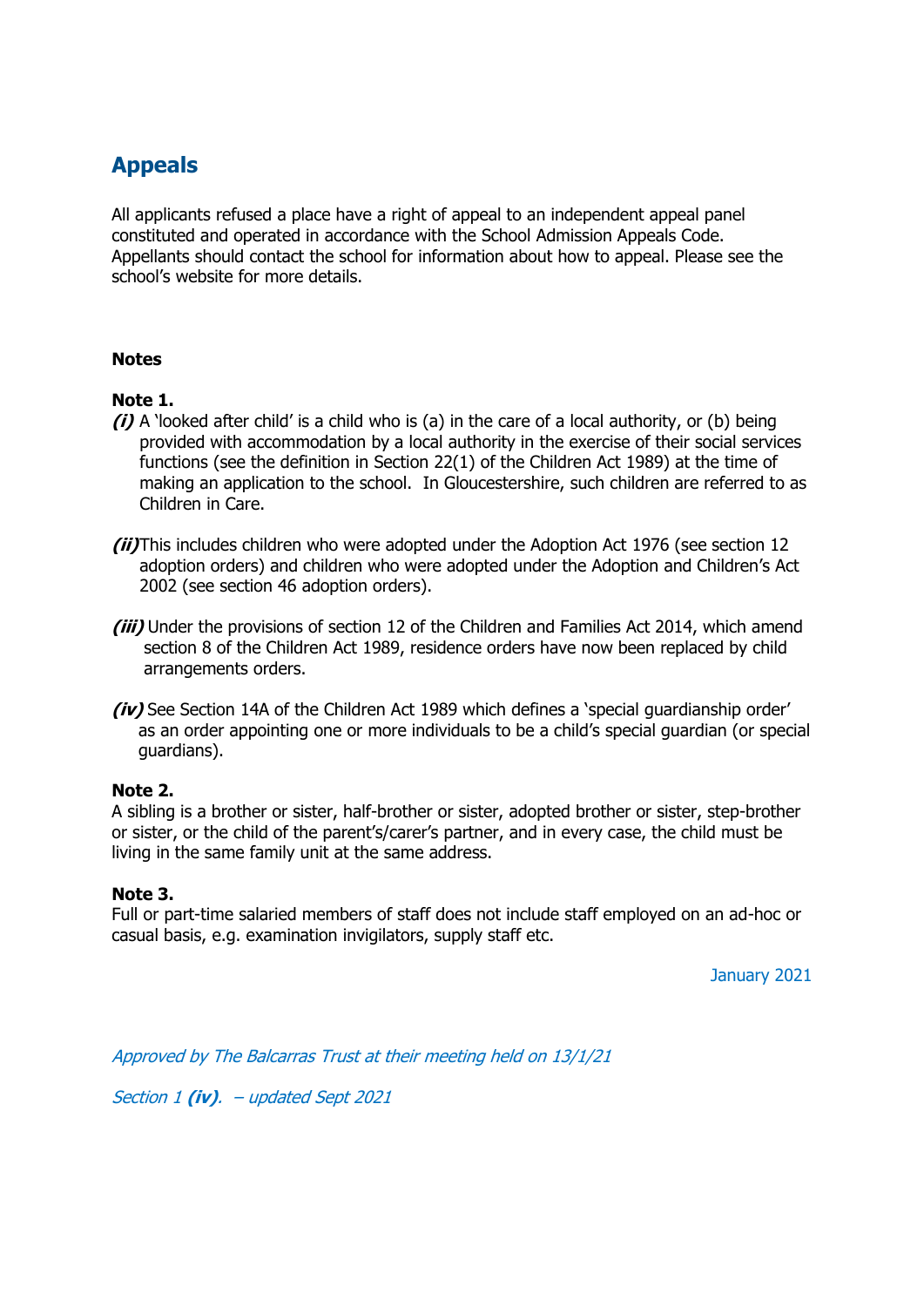## Appeals

All applicants refused a place have a right of appeal to an independent appeal panel constituted and operated in accordance with the School Admission Appeals Code. Appellants should contact the school for information about how to appeal. Please see the school's website for more details.

**Notes**

**Note 1.**

***(i)*** A 'looked after child' is a child who is (a) in the care of a local authority, or (b) being provided with accommodation by a local authority in the exercise of their social services functions (see the definition in Section 22(1) of the Children Act 1989) at the time of making an application to the school. In Gloucestershire, such children are referred to as Children in Care.

***(ii)*** This includes children who were adopted under the Adoption Act 1976 (see section 12 adoption orders) and children who were adopted under the Adoption and Children's Act 2002 (see section 46 adoption orders).

***(iii)*** Under the provisions of section 12 of the Children and Families Act 2014, which amend section 8 of the Children Act 1989, residence orders have now been replaced by child arrangements orders.

***(iv)*** See Section 14A of the Children Act 1989 which defines a 'special guardianship order' as an order appointing one or more individuals to be a child's special guardian (or special guardians).

**Note 2.**

A sibling is a brother or sister, half-brother or sister, adopted brother or sister, step-brother or sister, or the child of the parent's/carer's partner, and in every case, the child must be living in the same family unit at the same address.

**Note 3.**

Full or part-time salaried members of staff does not include staff employed on an ad-hoc or casual basis, e.g. examination invigilators, supply staff etc.

January 2021

*Approved by The Balcarras Trust at their meeting held on 13/1/21*

*Section 1 **(iv)**. – updated Sept 2021*